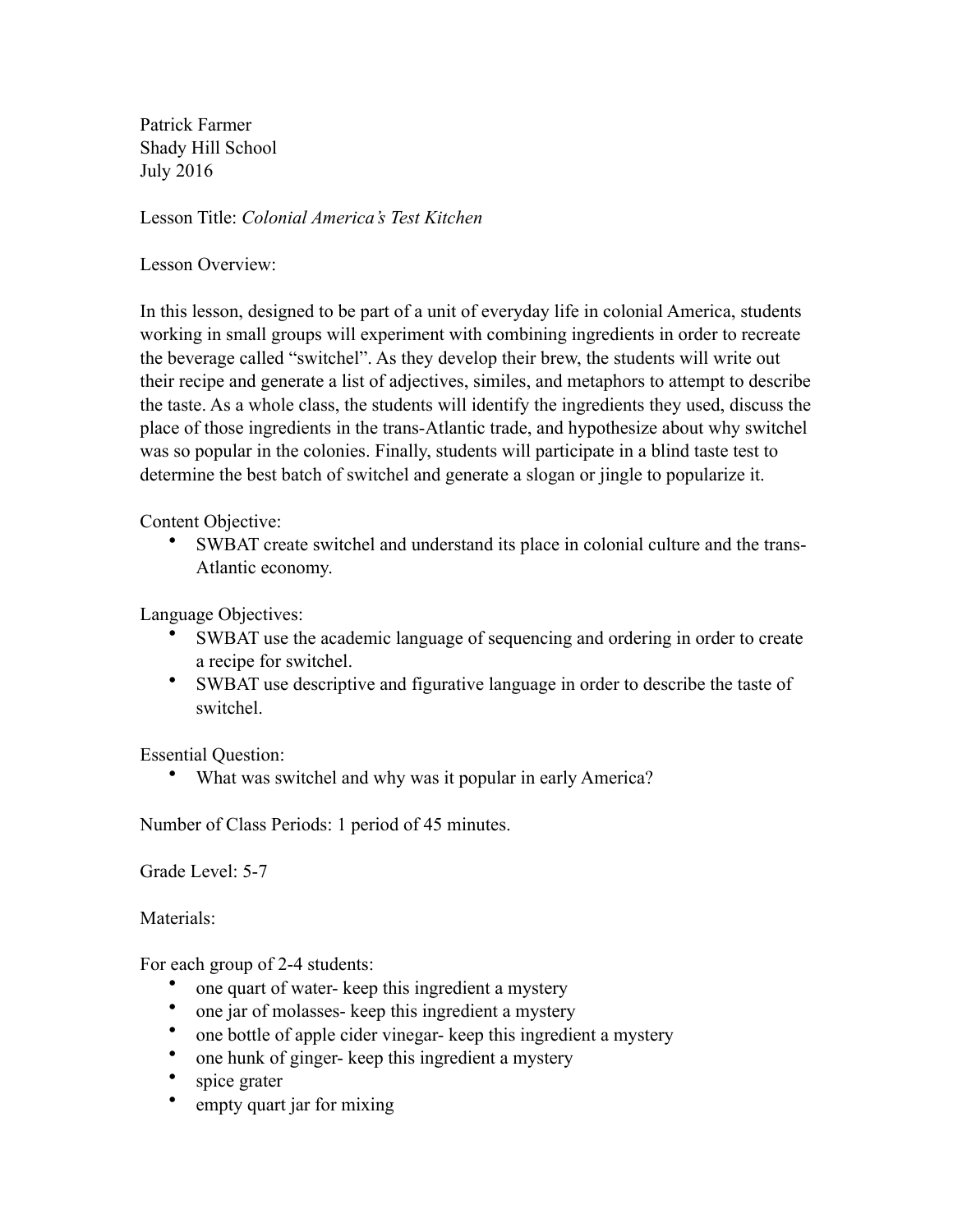Patrick Farmer
Shady Hill School
July 2016

Lesson Title: *Colonial America's Test Kitchen*

Lesson Overview:

In this lesson, designed to be part of a unit of everyday life in colonial America, students working in small groups will experiment with combining ingredients in order to recreate the beverage called "switchel". As they develop their brew, the students will write out their recipe and generate a list of adjectives, similes, and metaphors to attempt to describe the taste. As a whole class, the students will identify the ingredients they used, discuss the place of those ingredients in the trans-Atlantic trade, and hypothesize about why switchel was so popular in the colonies. Finally, students will participate in a blind taste test to determine the best batch of switchel and generate a slogan or jingle to popularize it.

Content Objective:

- SWBAT create switchel and understand its place in colonial culture and the trans-Atlantic economy.

Language Objectives:

- SWBAT use the academic language of sequencing and ordering in order to create a recipe for switchel.
- SWBAT use descriptive and figurative language in order to describe the taste of switchel.

Essential Question:

- What was switchel and why was it popular in early America?

Number of Class Periods: 1 period of 45 minutes.

Grade Level: 5-7

Materials:

For each group of 2-4 students:

- one quart of water- keep this ingredient a mystery
- one jar of molasses- keep this ingredient a mystery
- one bottle of apple cider vinegar- keep this ingredient a mystery
- one hunk of ginger- keep this ingredient a mystery
- spice grater
- empty quart jar for mixing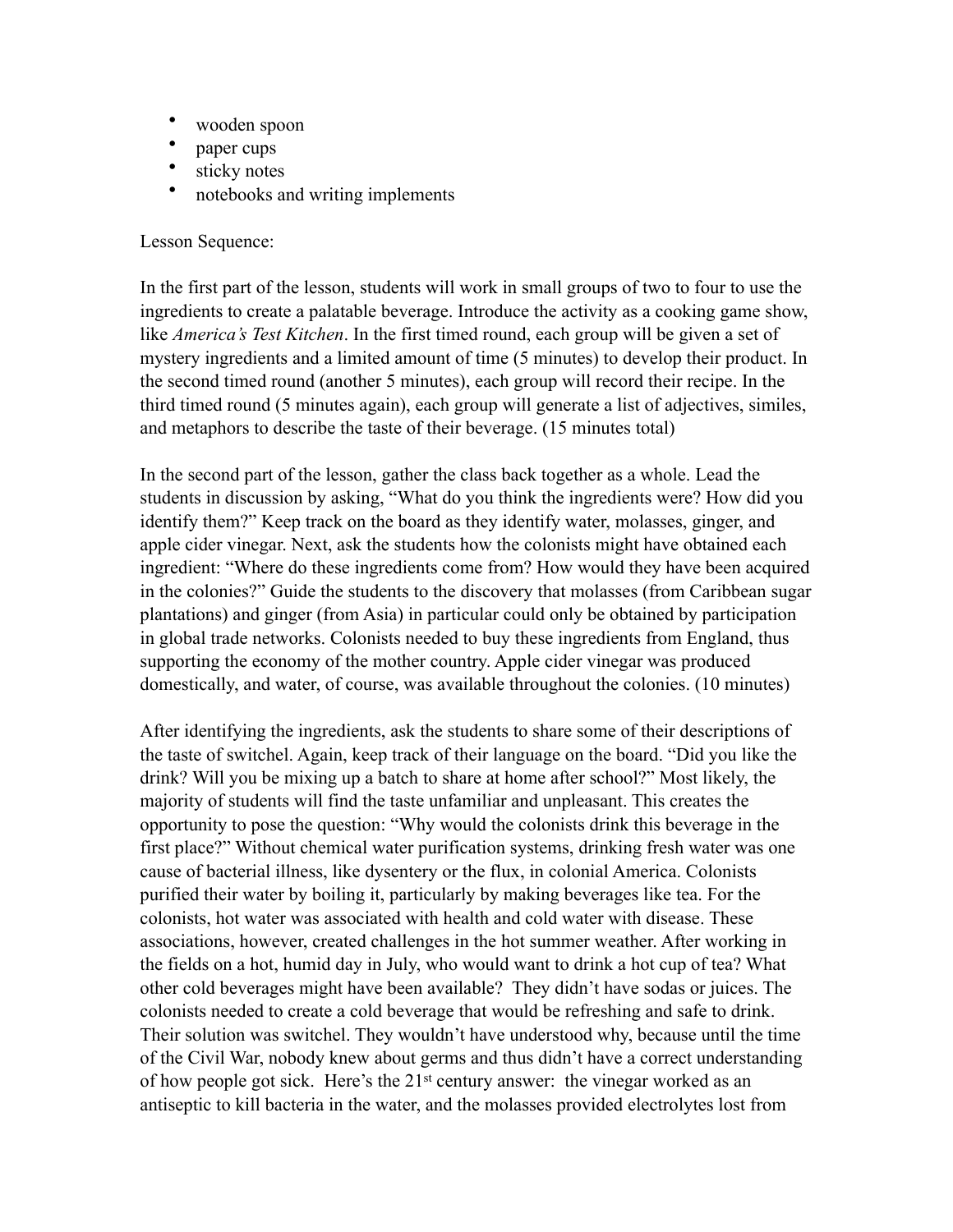- wooden spoon
- paper cups
- sticky notes
- notebooks and writing implements

Lesson Sequence:

In the first part of the lesson, students will work in small groups of two to four to use the ingredients to create a palatable beverage. Introduce the activity as a cooking game show, like *America's Test Kitchen*. In the first timed round, each group will be given a set of mystery ingredients and a limited amount of time (5 minutes) to develop their product. In the second timed round (another 5 minutes), each group will record their recipe. In the third timed round (5 minutes again), each group will generate a list of adjectives, similes, and metaphors to describe the taste of their beverage. (15 minutes total)

In the second part of the lesson, gather the class back together as a whole. Lead the students in discussion by asking, "What do you think the ingredients were? How did you identify them?" Keep track on the board as they identify water, molasses, ginger, and apple cider vinegar. Next, ask the students how the colonists might have obtained each ingredient: "Where do these ingredients come from? How would they have been acquired in the colonies?" Guide the students to the discovery that molasses (from Caribbean sugar plantations) and ginger (from Asia) in particular could only be obtained by participation in global trade networks. Colonists needed to buy these ingredients from England, thus supporting the economy of the mother country. Apple cider vinegar was produced domestically, and water, of course, was available throughout the colonies. (10 minutes)

After identifying the ingredients, ask the students to share some of their descriptions of the taste of switchel. Again, keep track of their language on the board. "Did you like the drink? Will you be mixing up a batch to share at home after school?" Most likely, the majority of students will find the taste unfamiliar and unpleasant. This creates the opportunity to pose the question: "Why would the colonists drink this beverage in the first place?" Without chemical water purification systems, drinking fresh water was one cause of bacterial illness, like dysentery or the flux, in colonial America. Colonists purified their water by boiling it, particularly by making beverages like tea. For the colonists, hot water was associated with health and cold water with disease. These associations, however, created challenges in the hot summer weather. After working in the fields on a hot, humid day in July, who would want to drink a hot cup of tea? What other cold beverages might have been available? They didn't have sodas or juices. The colonists needed to create a cold beverage that would be refreshing and safe to drink. Their solution was switchel. They wouldn't have understood why, because until the time of the Civil War, nobody knew about germs and thus didn't have a correct understanding of how people got sick. Here's the 21st century answer: the vinegar worked as an antiseptic to kill bacteria in the water, and the molasses provided electrolytes lost from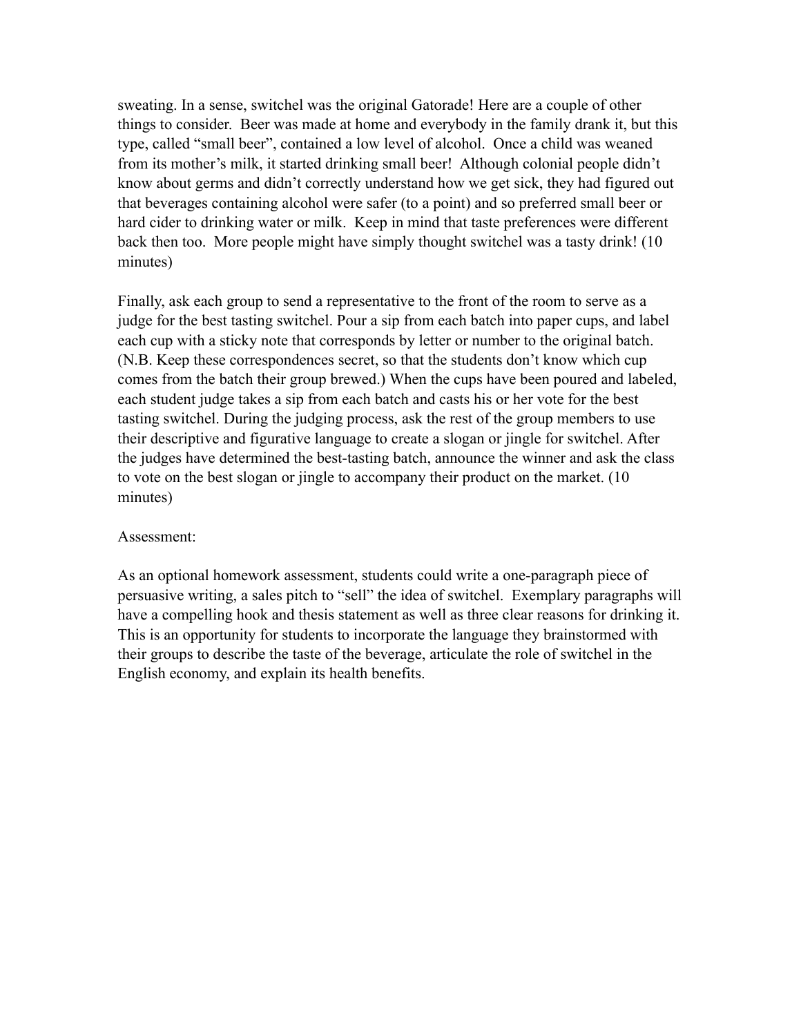sweating. In a sense, switchel was the original Gatorade! Here are a couple of other things to consider. Beer was made at home and everybody in the family drank it, but this type, called "small beer", contained a low level of alcohol. Once a child was weaned from its mother's milk, it started drinking small beer! Although colonial people didn't know about germs and didn't correctly understand how we get sick, they had figured out that beverages containing alcohol were safer (to a point) and so preferred small beer or hard cider to drinking water or milk. Keep in mind that taste preferences were different back then too. More people might have simply thought switchel was a tasty drink! (10 minutes)

Finally, ask each group to send a representative to the front of the room to serve as a judge for the best tasting switchel. Pour a sip from each batch into paper cups, and label each cup with a sticky note that corresponds by letter or number to the original batch. (N.B. Keep these correspondences secret, so that the students don't know which cup comes from the batch their group brewed.) When the cups have been poured and labeled, each student judge takes a sip from each batch and casts his or her vote for the best tasting switchel. During the judging process, ask the rest of the group members to use their descriptive and figurative language to create a slogan or jingle for switchel. After the judges have determined the best-tasting batch, announce the winner and ask the class to vote on the best slogan or jingle to accompany their product on the market. (10 minutes)

Assessment:

As an optional homework assessment, students could write a one-paragraph piece of persuasive writing, a sales pitch to "sell" the idea of switchel. Exemplary paragraphs will have a compelling hook and thesis statement as well as three clear reasons for drinking it. This is an opportunity for students to incorporate the language they brainstormed with their groups to describe the taste of the beverage, articulate the role of switchel in the English economy, and explain its health benefits.